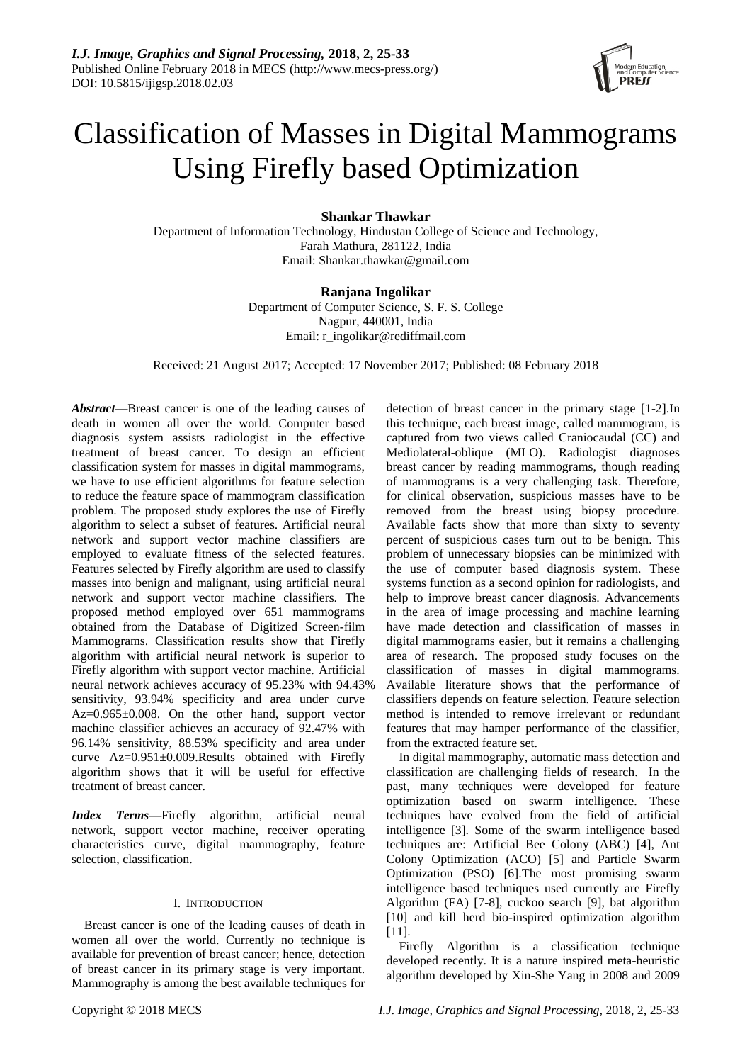# Classification of Masses in Digital Mammograms Using Firefly based Optimization

**Shankar Thawkar**

Department of Information Technology, Hindustan College of Science and Technology, Farah Mathura, 281122, India
Email: Shankar.thawkar@gmail.com

**Ranjana Ingolikar**

Department of Computer Science, S. F. S. College
Nagpur, 440001, India
Email: r_ingolikar@rediffmail.com

Received: 21 August 2017; Accepted: 17 November 2017; Published: 08 February 2018

***Abstract***—Breast cancer is one of the leading causes of death in women all over the world. Computer based diagnosis system assists radiologist in the effective treatment of breast cancer. To design an efficient classification system for masses in digital mammograms, we have to use efficient algorithms for feature selection to reduce the feature space of mammogram classification problem. The proposed study explores the use of Firefly algorithm to select a subset of features. Artificial neural network and support vector machine classifiers are employed to evaluate fitness of the selected features. Features selected by Firefly algorithm are used to classify masses into benign and malignant, using artificial neural network and support vector machine classifiers. The proposed method employed over 651 mammograms obtained from the Database of Digitized Screen-film Mammograms. Classification results show that Firefly algorithm with artificial neural network is superior to Firefly algorithm with support vector machine. Artificial neural network achieves accuracy of 95.23% with 94.43% sensitivity, 93.94% specificity and area under curve $Az=0.965\pm0.008$. On the other hand, support vector machine classifier achieves an accuracy of 92.47% with 96.14% sensitivity, 88.53% specificity and area under curve $Az=0.951\pm0.009$. Results obtained with Firefly algorithm shows that it will be useful for effective treatment of breast cancer.

***Index Terms***—Firefly algorithm, artificial neural network, support vector machine, receiver operating characteristics curve, digital mammography, feature selection, classification.

## I. INTRODUCTION

Breast cancer is one of the leading causes of death in women all over the world. Currently no technique is available for prevention of breast cancer; hence, detection of breast cancer in its primary stage is very important. Mammography is among the best available techniques for detection of breast cancer in the primary stage [1-2].In this technique, each breast image, called mammogram, is captured from two views called Craniocaudal (CC) and Mediolateral-oblique (MLO). Radiologist diagnoses breast cancer by reading mammograms, though reading of mammograms is a very challenging task. Therefore, for clinical observation, suspicious masses have to be removed from the breast using biopsy procedure. Available facts show that more than sixty to seventy percent of suspicious cases turn out to be benign. This problem of unnecessary biopsies can be minimized with the use of computer based diagnosis system. These systems function as a second opinion for radiologists, and help to improve breast cancer diagnosis. Advancements in the area of image processing and machine learning have made detection and classification of masses in digital mammograms easier, but it remains a challenging area of research. The proposed study focuses on the classification of masses in digital mammograms. Available literature shows that the performance of classifiers depends on feature selection. Feature selection method is intended to remove irrelevant or redundant features that may hamper performance of the classifier, from the extracted feature set.

In digital mammography, automatic mass detection and classification are challenging fields of research. In the past, many techniques were developed for feature optimization based on swarm intelligence. These techniques have evolved from the field of artificial intelligence [3]. Some of the swarm intelligence based techniques are: Artificial Bee Colony (ABC) [4], Ant Colony Optimization (ACO) [5] and Particle Swarm Optimization (PSO) [6].The most promising swarm intelligence based techniques used currently are Firefly Algorithm (FA) [7-8], cuckoo search [9], bat algorithm [10] and kill herd bio-inspired optimization algorithm [11].

Firefly Algorithm is a classification technique developed recently. It is a nature inspired meta-heuristic algorithm developed by Xin-She Yang in 2008 and 2009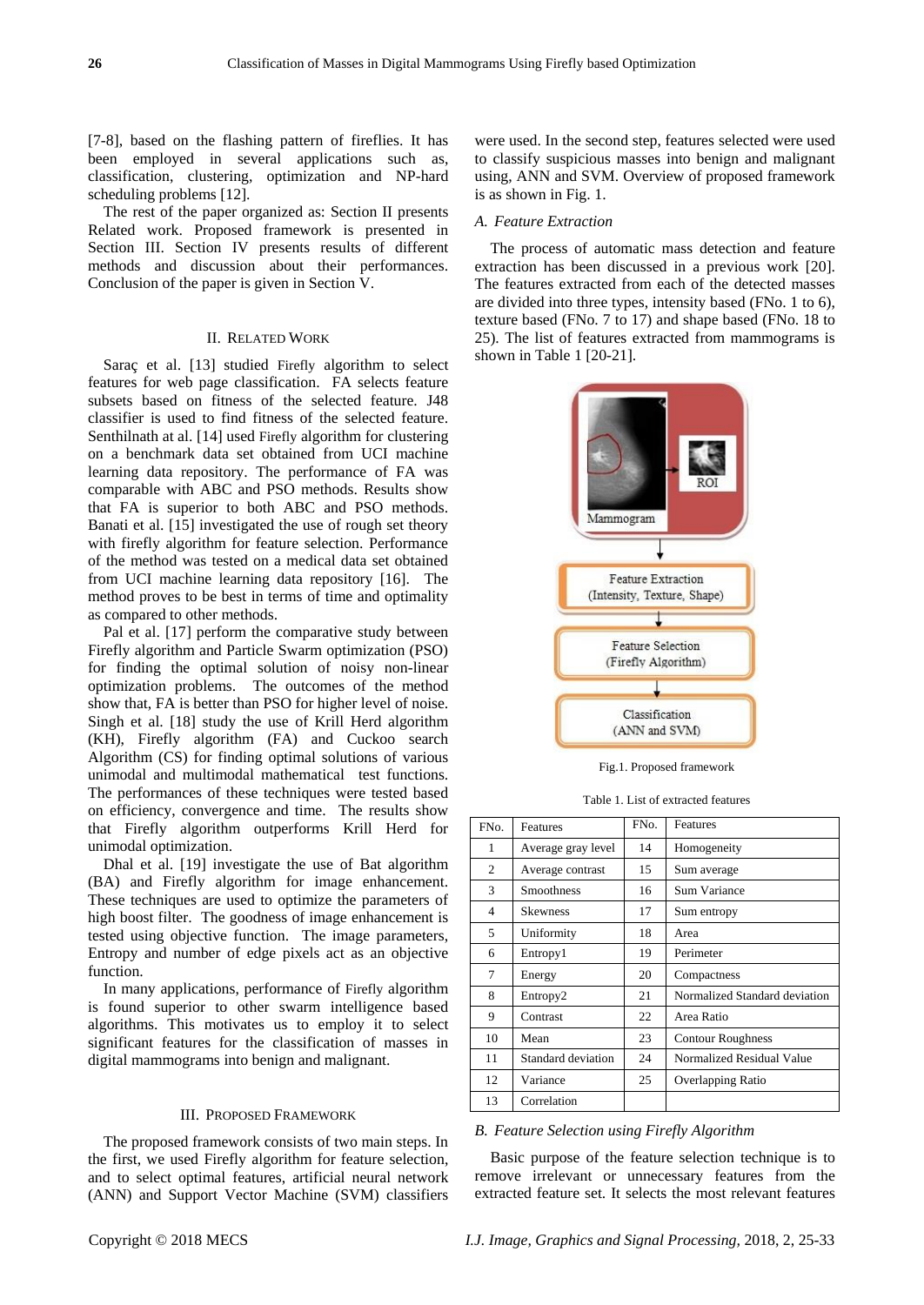[7-8], based on the flashing pattern of fireflies. It has been employed in several applications such as, classification, clustering, optimization and NP-hard scheduling problems [12].

The rest of the paper organized as: Section II presents Related work. Proposed framework is presented in Section III. Section IV presents results of different methods and discussion about their performances. Conclusion of the paper is given in Section V.

## II. Related Work

Saraç et al. [13] studied Firefly algorithm to select features for web page classification. FA selects feature subsets based on fitness of the selected feature. J48 classifier is used to find fitness of the selected feature. Senthilnath at al. [14] used Firefly algorithm for clustering on a benchmark data set obtained from UCI machine learning data repository. The performance of FA was comparable with ABC and PSO methods. Results show that FA is superior to both ABC and PSO methods. Banati et al. [15] investigated the use of rough set theory with firefly algorithm for feature selection. Performance of the method was tested on a medical data set obtained from UCI machine learning data repository [16]. The method proves to be best in terms of time and optimality as compared to other methods.

Pal et al. [17] perform the comparative study between Firefly algorithm and Particle Swarm optimization (PSO) for finding the optimal solution of noisy non-linear optimization problems. The outcomes of the method show that, FA is better than PSO for higher level of noise. Singh et al. [18] study the use of Krill Herd algorithm (KH), Firefly algorithm (FA) and Cuckoo search Algorithm (CS) for finding optimal solutions of various unimodal and multimodal mathematical test functions. The performances of these techniques were tested based on efficiency, convergence and time. The results show that Firefly algorithm outperforms Krill Herd for unimodal optimization.

Dhal et al. [19] investigate the use of Bat algorithm (BA) and Firefly algorithm for image enhancement. These techniques are used to optimize the parameters of high boost filter. The goodness of image enhancement is tested using objective function. The image parameters, Entropy and number of edge pixels act as an objective function.

In many applications, performance of Firefly algorithm is found superior to other swarm intelligence based algorithms. This motivates us to employ it to select significant features for the classification of masses in digital mammograms into benign and malignant.

## III. Proposed Framework

The proposed framework consists of two main steps. In the first, we used Firefly algorithm for feature selection, and to select optimal features, artificial neural network (ANN) and Support Vector Machine (SVM) classifiers were used. In the second step, features selected were used to classify suspicious masses into benign and malignant using, ANN and SVM. Overview of proposed framework is as shown in Fig. 1.

### A. Feature Extraction

The process of automatic mass detection and feature extraction has been discussed in a previous work [20]. The features extracted from each of the detected masses are divided into three types, intensity based (FNo. 1 to 6), texture based (FNo. 7 to 17) and shape based (FNo. 18 to 25). The list of features extracted from mammograms is shown in Table 1 [20-21].

Mammogram → ROI

Feature Extraction (Intensity, Texture, Shape)

Feature Selection (Firefly Algorithm)

Classification (ANN and SVM)

Fig.1. Proposed framework

Table 1. List of extracted features

| FNo. | Features | FNo. | Features |
|---|---|---|---|
| 1 | Average gray level | 14 | Homogeneity |
| 2 | Average contrast | 15 | Sum average |
| 3 | Smoothness | 16 | Sum Variance |
| 4 | Skewness | 17 | Sum entropy |
| 5 | Uniformity | 18 | Area |
| 6 | Entropy1 | 19 | Perimeter |
| 7 | Energy | 20 | Compactness |
| 8 | Entropy2 | 21 | Normalized Standard deviation |
| 9 | Contrast | 22 | Area Ratio |
| 10 | Mean | 23 | Contour Roughness |
| 11 | Standard deviation | 24 | Normalized Residual Value |
| 12 | Variance | 25 | Overlapping Ratio |
| 13 | Correlation | | |

### B. Feature Selection using Firefly Algorithm

Basic purpose of the feature selection technique is to remove irrelevant or unnecessary features from the extracted feature set. It selects the most relevant features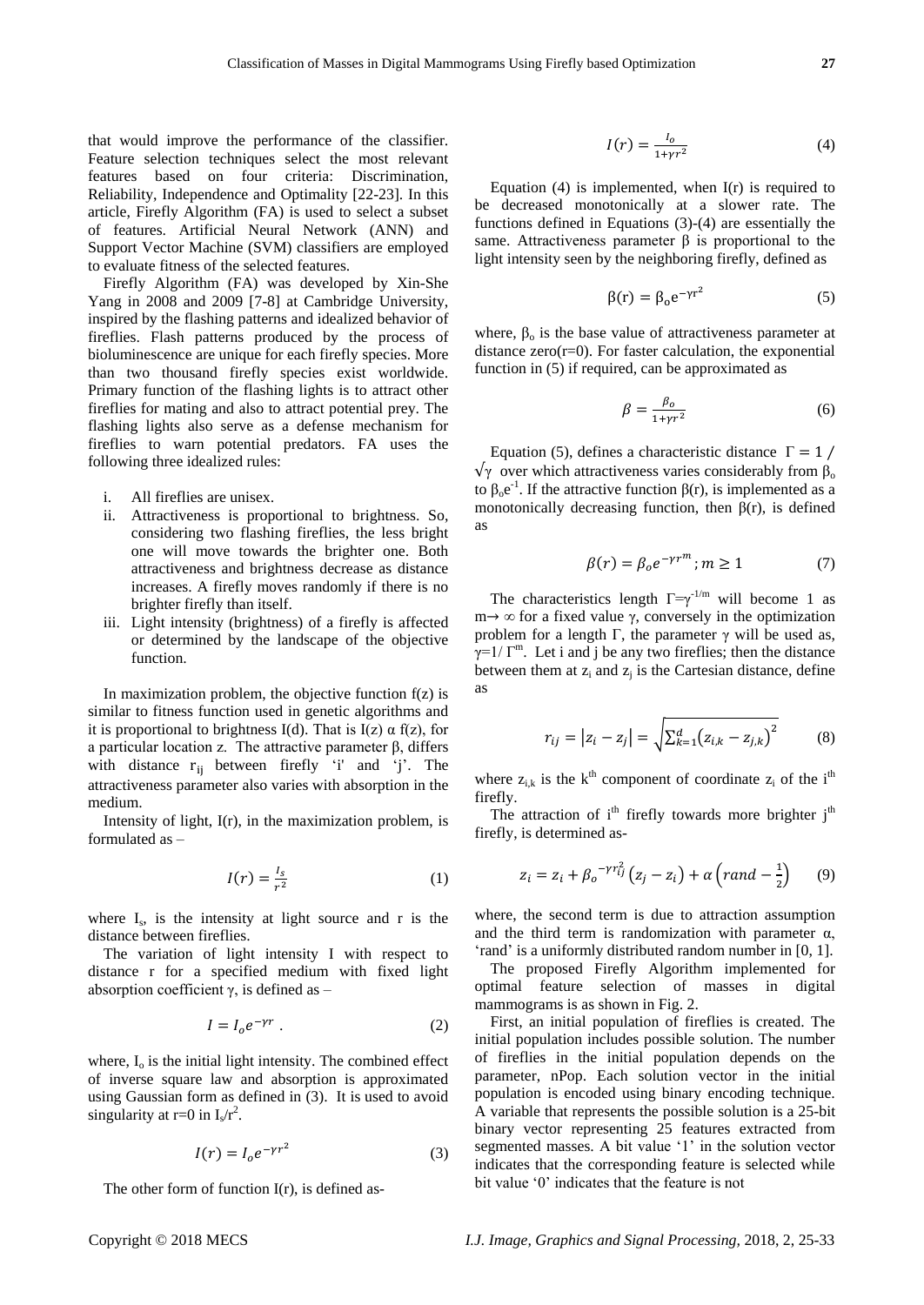that would improve the performance of the classifier. Feature selection techniques select the most relevant features based on four criteria: Discrimination, Reliability, Independence and Optimality [22-23]. In this article, Firefly Algorithm (FA) is used to select a subset of features. Artificial Neural Network (ANN) and Support Vector Machine (SVM) classifiers are employed to evaluate fitness of the selected features.

Firefly Algorithm (FA) was developed by Xin-She Yang in 2008 and 2009 [7-8] at Cambridge University, inspired by the flashing patterns and idealized behavior of fireflies. Flash patterns produced by the process of bioluminescence are unique for each firefly species. More than two thousand firefly species exist worldwide. Primary function of the flashing lights is to attract other fireflies for mating and also to attract potential prey. The flashing lights also serve as a defense mechanism for fireflies to warn potential predators. FA uses the following three idealized rules:

i. All fireflies are unisex.
ii. Attractiveness is proportional to brightness. So, considering two flashing fireflies, the less bright one will move towards the brighter one. Both attractiveness and brightness decrease as distance increases. A firefly moves randomly if there is no brighter firefly than itself.
iii. Light intensity (brightness) of a firefly is affected or determined by the landscape of the objective function.

In maximization problem, the objective function $f(z)$ is similar to fitness function used in genetic algorithms and it is proportional to brightness $I(d)$. That is $I(z) \alpha f(z)$, for a particular location *z.* The attractive parameter $\beta$, differs with distance $r_{ij}$ between firefly 'i' and 'j'. The attractiveness parameter also varies with absorption in the medium.

Intensity of light, $I(r)$, in the maximization problem, is formulated as –

$$I(r) = \frac{I_s}{r^2} \tag{1}$$

where $I_s$, is the intensity at light source and r is the distance between fireflies.

The variation of light intensity I with respect to distance r for a specified medium with fixed light absorption coefficient $\gamma$, is defined as –

$$I = I_o e^{-\gamma r} . \tag{2}$$

where, $I_o$ is the initial light intensity. The combined effect of inverse square law and absorption is approximated using Gaussian form as defined in (3). It is used to avoid singularity at r=0 in $I_s/r^2$.

$$I(r) = I_o e^{-\gamma r^2} \tag{3}$$

The other form of function $I(r)$, is defined as-

$$I(r) = \frac{I_o}{1+\gamma r^2} \tag{4}$$

Equation (4) is implemented, when $I(r)$ is required to be decreased monotonically at a slower rate. The functions defined in Equations (3)-(4) are essentially the same. Attractiveness parameter $\beta$ is proportional to the light intensity seen by the neighboring firefly, defined as

$$\beta(r) = \beta_o e^{-\gamma r^2} \tag{5}$$

where, $\beta_o$ is the base value of attractiveness parameter at distance zero(r=0). For faster calculation, the exponential function in (5) if required, can be approximated as

$$\beta = \frac{\beta_o}{1+\gamma r^2} \tag{6}$$

Equation (5), defines a characteristic distance $\Gamma = 1 / \sqrt{\gamma}$ over which attractiveness varies considerably from $\beta_o$ to $\beta_o e^{-1}$. If the attractive function $\beta(r)$, is implemented as a monotonically decreasing function, then $\beta(r)$, is defined as

$$\beta(r) = \beta_o e^{-\gamma r^m}; m \geq 1 \tag{7}$$

The characteristics length $\Gamma=\gamma^{-1/m}$ will become 1 as $m\rightarrow \infty$ for a fixed value $\gamma$, conversely in the optimization problem for a length $\Gamma$, the parameter $\gamma$ will be used as, $\gamma=1/\Gamma^m$. Let i and j be any two fireflies; then the distance between them at $z_i$ and $z_j$ is the Cartesian distance, define as

$$r_{ij} = |z_i - z_j| = \sqrt{\sum_{k=1}^{d} \left(z_{i,k} - z_{j,k}\right)^2} \tag{8}$$

where $z_{i,k}$ is the $k^{th}$ component of coordinate $z_i$ of the $i^{th}$ firefly.

The attraction of $i^{th}$ firefly towards more brighter $j^{th}$ firefly, is determined as-

$$z_i = z_i + \beta_o{}^{-\gamma r_{ij}^2} \left(z_j - z_i\right) + \alpha \left(rand - \frac{1}{2}\right) \tag{9}$$

where, the second term is due to attraction assumption and the third term is randomization with parameter $\alpha$, 'rand' is a uniformly distributed random number in [0, 1].

The proposed Firefly Algorithm implemented for optimal feature selection of masses in digital mammograms is as shown in Fig. 2.

First, an initial population of fireflies is created. The initial population includes possible solution. The number of fireflies in the initial population depends on the parameter, nPop. Each solution vector in the initial population is encoded using binary encoding technique. A variable that represents the possible solution is a 25-bit binary vector representing 25 features extracted from segmented masses. A bit value '1' in the solution vector indicates that the corresponding feature is selected while bit value '0' indicates that the feature is not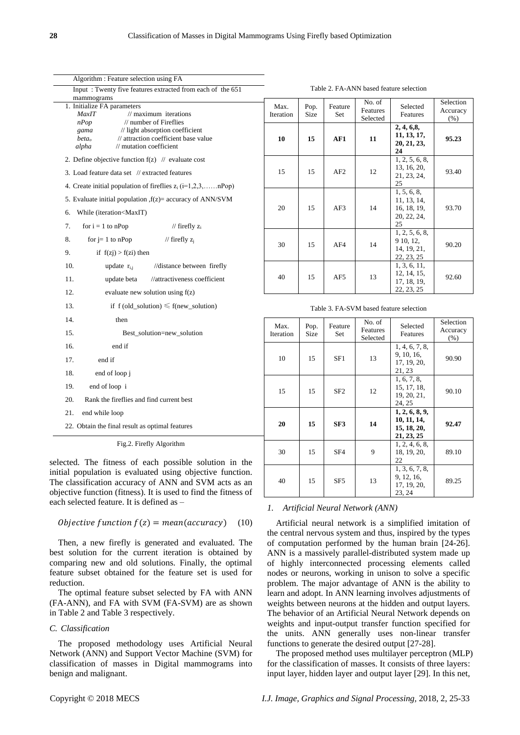Algorithm : Feature selection using FA

Input : Twenty five features extracted from each of the 651 mammograms

```
1. Initialize FA parameters
   MaxIT        // maximum iterations
   nPop         // number of Fireflies
   gama         // light absorption coefficient
   beta_o       // attraction coefficient base value
   alpha        // mutation coefficient
2. Define objective function f(z)  // evaluate cost
3. Load feature data set  // extracted features
4. Create initial population of fireflies z_i (i=1,2,3,......nPop)
5. Evaluate initial population ,f(z)= accuracy of ANN/SVM
6.  While (iteration<MaxIT)
7.    for i = 1 to nPop                 // firefly z_i
8.      for j= 1 to nPop                // firefly z_j
9.        if f(zj) > f(zi) then
10.         update r_i,j       //distance between firefly
11.         update beta        //attractiveness coefficient
12.         evaluate new solution using f(z)
13.           if f (old_solution) ≤ f(new_solution)
14.             then
15.               Best_solution=new_solution
16.           end if
17.       end if
18.     end of loop j
19.   end of loop i
20.   Rank the fireflies and find current best
21. end while loop
22. Obtain the final result as optimal features
```

Fig.2. Firefly Algorithm

selected. The fitness of each possible solution in the initial population is evaluated using objective function. The classification accuracy of ANN and SVM acts as an objective function (fitness). It is used to find the fitness of each selected feature. It is defined as –

$$Objective\ function\ f(z) = mean(accuracy) \quad (10)$$

Then, a new firefly is generated and evaluated. The best solution for the current iteration is obtained by comparing new and old solutions. Finally, the optimal feature subset obtained for the feature set is used for reduction.

The optimal feature subset selected by FA with ANN (FA-ANN), and FA with SVM (FA-SVM) are as shown in Table 2 and Table 3 respectively.

### C. Classification

The proposed methodology uses Artificial Neural Network (ANN) and Support Vector Machine (SVM) for classification of masses in Digital mammograms into benign and malignant.

Table 2. FA-ANN based feature selection

| Max. Iteration | Pop. Size | Feature Set | No. of Features Selected | Selected Features | Selection Accuracy (%) |
|---|---|---|---|---|---|
| **10** | **15** | **AF1** | **11** | **2, 4, 6,8, 11, 13, 17, 20, 21, 23, 24** | **95.23** |
| 15 | 15 | AF2 | 12 | 1, 2, 5, 6, 8, 13, 16, 20, 21, 23, 24, 25 | 93.40 |
| 20 | 15 | AF3 | 14 | 1, 5, 6, 8, 11, 13, 14, 16, 18, 19, 20, 22, 24, 25 | 93.70 |
| 30 | 15 | AF4 | 14 | 1, 2, 5, 6, 8, 9 10, 12, 14, 19, 21, 22, 23, 25 | 90.20 |
| 40 | 15 | AF5 | 13 | 1, 3, 6, 11, 12, 14, 15, 17, 18, 19, 22, 23, 25 | 92.60 |

Table 3. FA-SVM based feature selection

| Max. Iteration | Pop. Size | Feature Set | No. of Features Selected | Selected Features | Selection Accuracy (%) |
|---|---|---|---|---|---|
| 10 | 15 | SF1 | 13 | 1, 4, 6, 7, 8, 9, 10, 16, 17, 19, 20, 21, 23 | 90.90 |
| 15 | 15 | SF2 | 12 | 1, 6, 7, 8, 15, 17, 18, 19, 20, 21, 24, 25 | 90.10 |
| **20** | **15** | **SF3** | **14** | **1, 2, 6, 8, 9, 10, 11, 14, 15, 18, 20, 21, 23, 25** | **92.47** |
| 30 | 15 | SF4 | 9 | 1, 2, 4, 6, 8, 18, 19, 20, 22 | 89.10 |
| 40 | 15 | SF5 | 13 | 1, 3, 6, 7, 8, 9, 12, 16, 17, 19, 20, 23, 24 | 89.25 |

#### 1. Artificial Neural Network (ANN)

Artificial neural network is a simplified imitation of the central nervous system and thus, inspired by the types of computation performed by the human brain [24-26]. ANN is a massively parallel-distributed system made up of highly interconnected processing elements called nodes or neurons, working in unison to solve a specific problem. The major advantage of ANN is the ability to learn and adopt. In ANN learning involves adjustments of weights between neurons at the hidden and output layers. The behavior of an Artificial Neural Network depends on weights and input-output transfer function specified for the units. ANN generally uses non-linear transfer functions to generate the desired output [27-28].

The proposed method uses multilayer perceptron (MLP) for the classification of masses. It consists of three layers: input layer, hidden layer and output layer [29]. In this net,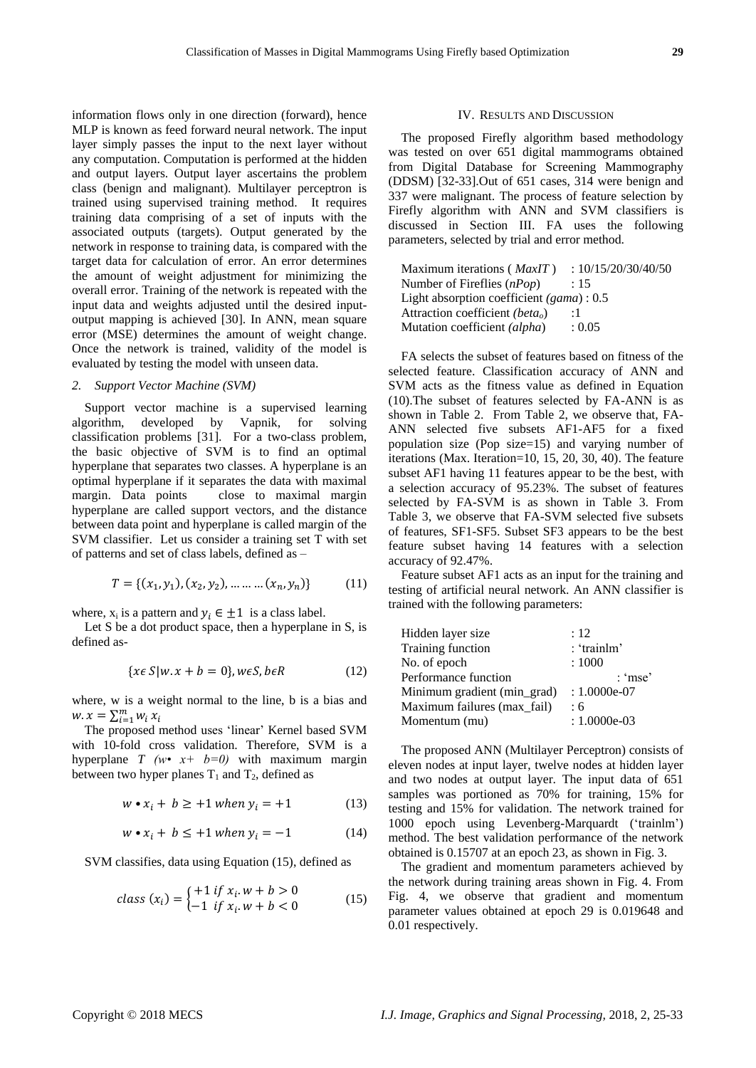information flows only in one direction (forward), hence MLP is known as feed forward neural network. The input layer simply passes the input to the next layer without any computation. Computation is performed at the hidden and output layers. Output layer ascertains the problem class (benign and malignant). Multilayer perceptron is trained using supervised training method. It requires training data comprising of a set of inputs with the associated outputs (targets). Output generated by the network in response to training data, is compared with the target data for calculation of error. An error determines the amount of weight adjustment for minimizing the overall error. Training of the network is repeated with the input data and weights adjusted until the desired input-output mapping is achieved [30]. In ANN, mean square error (MSE) determines the amount of weight change. Once the network is trained, validity of the model is evaluated by testing the model with unseen data.

### *2. Support Vector Machine (SVM)*

Support vector machine is a supervised learning algorithm, developed by Vapnik, for solving classification problems [31]. For a two-class problem, the basic objective of SVM is to find an optimal hyperplane that separates two classes. A hyperplane is an optimal hyperplane if it separates the data with maximal margin. Data points close to maximal margin hyperplane are called support vectors, and the distance between data point and hyperplane is called margin of the SVM classifier. Let us consider a training set T with set of patterns and set of class labels, defined as –

$$T = \{(x_1, y_1), (x_2, y_2), \dots\dots\dots (x_n, y_n)\} \tag{11}$$

where, $x_i$ is a pattern and $y_i \in \pm 1$ is a class label.

Let S be a dot product space, then a hyperplane in S, is defined as-

$$\{x \epsilon\, S | w.x + b = 0\}, w \epsilon S, b \epsilon R \tag{12}$$

where, w is a weight normal to the line, b is a bias and $w.x = \sum_{i=1}^{m} w_i\, x_i$

The proposed method uses 'linear' Kernel based SVM with 10-fold cross validation. Therefore, SVM is a hyperplane *T (w• x+ b=0)* with maximum margin between two hyper planes $T_1$ and $T_2$, defined as

$$w \bullet x_i + b \geq +1 \; when \; y_i = +1 \tag{13}$$

$$w \bullet x_i + b \leq +1 \; when \; y_i = -1 \tag{14}$$

SVM classifies, data using Equation (15), defined as

$$class\ (x_i) = \begin{cases} +1 \; if \; x_i.w + b > 0 \\ -1 \; if \; x_i.w + b < 0 \end{cases} \tag{15}$$

## IV. Results and Discussion

The proposed Firefly algorithm based methodology was tested on over 651 digital mammograms obtained from Digital Database for Screening Mammography (DDSM) [32-33].Out of 651 cases, 314 were benign and 337 were malignant. The process of feature selection by Firefly algorithm with ANN and SVM classifiers is discussed in Section III. FA uses the following parameters, selected by trial and error method.

| | |
|---|---|
| Maximum iterations ( *MaxIT* ) | : 10/15/20/30/40/50 |
| Number of Fireflies (*nPop*) | : 15 |
| Light absorption coefficient *(gama)* | : 0.5 |
| Attraction coefficient *(beta$_o$)* | :1 |
| Mutation coefficient *(alpha)* | : 0.05 |

FA selects the subset of features based on fitness of the selected feature. Classification accuracy of ANN and SVM acts as the fitness value as defined in Equation (10).The subset of features selected by FA-ANN is as shown in Table 2. From Table 2, we observe that, FA-ANN selected five subsets AF1-AF5 for a fixed population size (Pop size=15) and varying number of iterations (Max. Iteration=10, 15, 20, 30, 40). The feature subset AF1 having 11 features appear to be the best, with a selection accuracy of 95.23%. The subset of features selected by FA-SVM is as shown in Table 3. From Table 3, we observe that FA-SVM selected five subsets of features, SF1-SF5. Subset SF3 appears to be the best feature subset having 14 features with a selection accuracy of 92.47%.

Feature subset AF1 acts as an input for the training and testing of artificial neural network. An ANN classifier is trained with the following parameters:

| | |
|---|---|
| Hidden layer size | : 12 |
| Training function | : 'trainlm' |
| No. of epoch | : 1000 |
| Performance function | : 'mse' |
| Minimum gradient (min_grad) | : 1.0000e-07 |
| Maximum failures (max_fail) | : 6 |
| Momentum (mu) | : 1.0000e-03 |

The proposed ANN (Multilayer Perceptron) consists of eleven nodes at input layer, twelve nodes at hidden layer and two nodes at output layer. The input data of 651 samples was portioned as 70% for training, 15% for testing and 15% for validation. The network trained for 1000 epoch using Levenberg-Marquardt ('trainlm') method. The best validation performance of the network obtained is 0.15707 at an epoch 23, as shown in Fig. 3.

The gradient and momentum parameters achieved by the network during training areas shown in Fig. 4. From Fig. 4, we observe that gradient and momentum parameter values obtained at epoch 29 is 0.019648 and 0.01 respectively.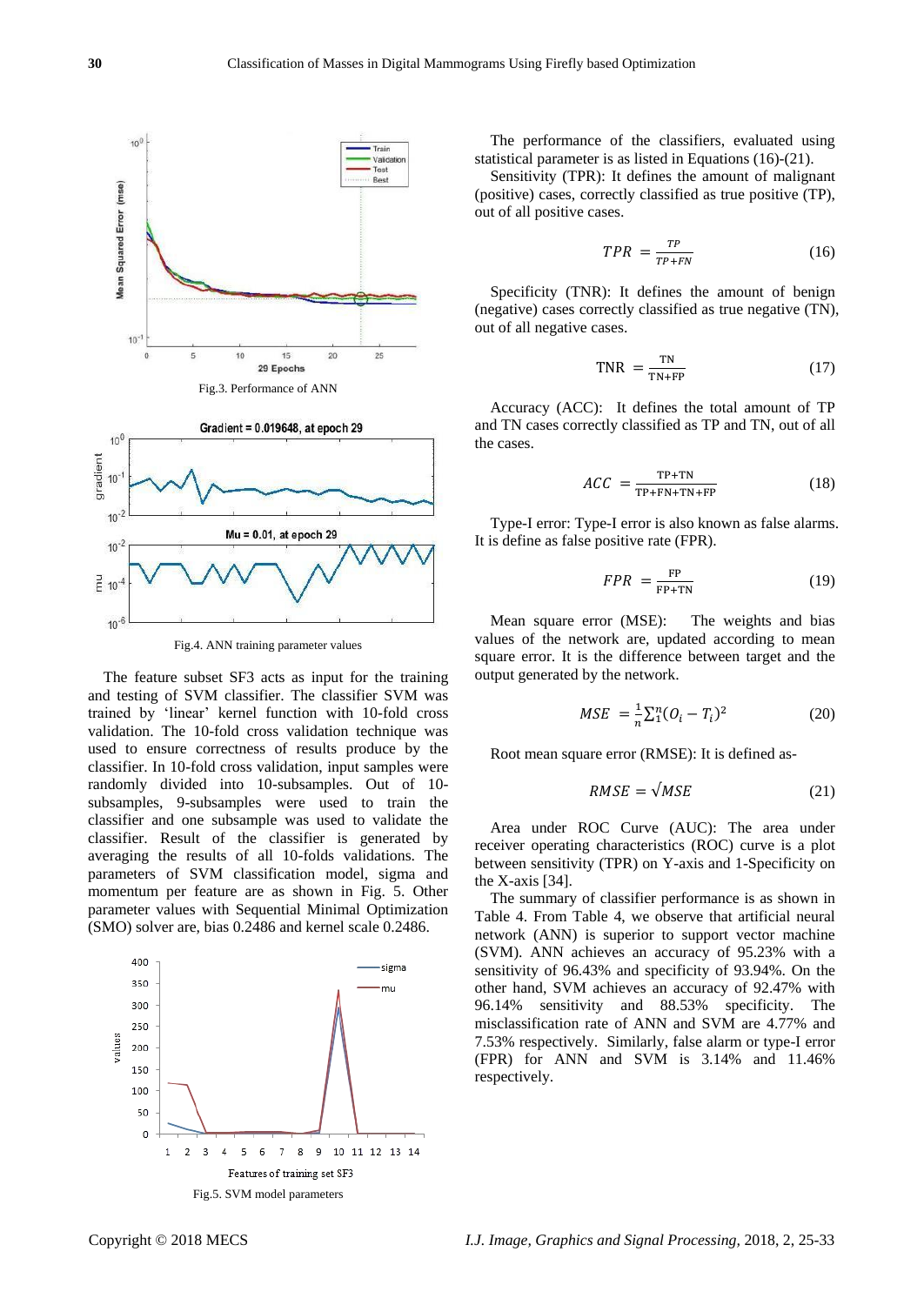Fig.3. Performance of ANN

Fig.4. ANN training parameter values

The feature subset SF3 acts as input for the training and testing of SVM classifier. The classifier SVM was trained by 'linear' kernel function with 10-fold cross validation. The 10-fold cross validation technique was used to ensure correctness of results produce by the classifier. In 10-fold cross validation, input samples were randomly divided into 10-subsamples. Out of 10-subsamples, 9-subsamples were used to train the classifier and one subsample was used to validate the classifier. Result of the classifier is generated by averaging the results of all 10-folds validations. The parameters of SVM classification model, sigma and momentum per feature are as shown in Fig. 5. Other parameter values with Sequential Minimal Optimization (SMO) solver are, bias 0.2486 and kernel scale 0.2486.

Fig.5. SVM model parameters

The performance of the classifiers, evaluated using statistical parameter is as listed in Equations (16)-(21).

Sensitivity (TPR): It defines the amount of malignant (positive) cases, correctly classified as true positive (TP), out of all positive cases.

$$TPR = \frac{TP}{TP+FN} \quad (16)$$

Specificity (TNR): It defines the amount of benign (negative) cases correctly classified as true negative (TN), out of all negative cases.

$$TNR = \frac{TN}{TN+FP} \quad (17)$$

Accuracy (ACC): It defines the total amount of TP and TN cases correctly classified as TP and TN, out of all the cases.

$$ACC = \frac{TP+TN}{TP+FN+TN+FP} \quad (18)$$

Type-I error: Type-I error is also known as false alarms. It is define as false positive rate (FPR).

$$FPR = \frac{FP}{FP+TN} \quad (19)$$

Mean square error (MSE): The weights and bias values of the network are, updated according to mean square error. It is the difference between target and the output generated by the network.

$$MSE = \frac{1}{n}\sum_{1}^{n}(O_i - T_i)^2 \quad (20)$$

Root mean square error (RMSE): It is defined as-

$$RMSE = \sqrt{MSE} \quad (21)$$

Area under ROC Curve (AUC): The area under receiver operating characteristics (ROC) curve is a plot between sensitivity (TPR) on Y-axis and 1-Specificity on the X-axis [34].

The summary of classifier performance is as shown in Table 4. From Table 4, we observe that artificial neural network (ANN) is superior to support vector machine (SVM). ANN achieves an accuracy of 95.23% with a sensitivity of 96.43% and specificity of 93.94%. On the other hand, SVM achieves an accuracy of 92.47% with 96.14% sensitivity and 88.53% specificity. The misclassification rate of ANN and SVM are 4.77% and 7.53% respectively. Similarly, false alarm or type-I error (FPR) for ANN and SVM is 3.14% and 11.46% respectively.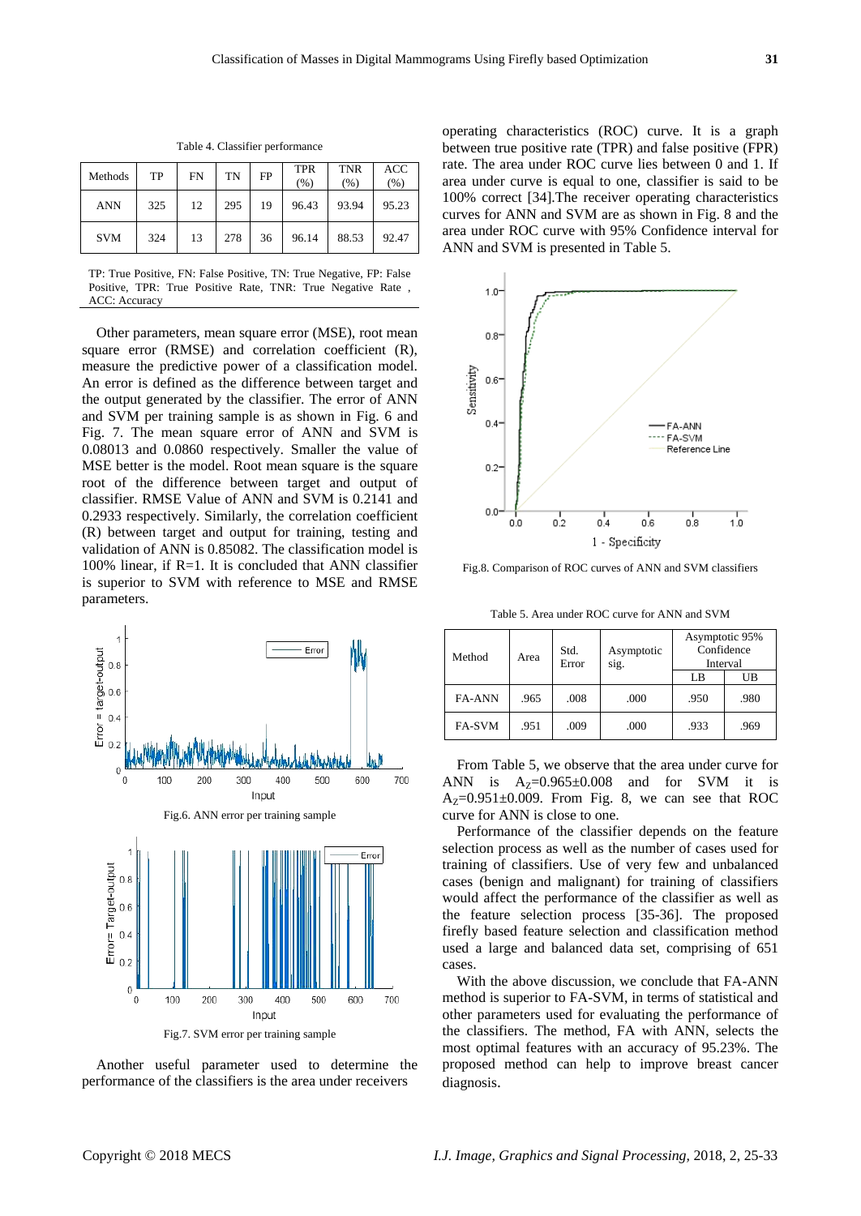Table 4. Classifier performance

| Methods | TP | FN | TN | FP | TPR (%) | TNR (%) | ACC (%) |
|---|---|---|---|---|---|---|---|
| ANN | 325 | 12 | 295 | 19 | 96.43 | 93.94 | 95.23 |
| SVM | 324 | 13 | 278 | 36 | 96.14 | 88.53 | 92.47 |

TP: True Positive, FN: False Negative, TN: True Negative, FP: False Positive, TPR: True Positive Rate, TNR: True Negative Rate , ACC: Accuracy

Other parameters, mean square error (MSE), root mean square error (RMSE) and correlation coefficient (R), measure the predictive power of a classification model. An error is defined as the difference between target and the output generated by the classifier. The error of ANN and SVM per training sample is as shown in Fig. 6 and Fig. 7. The mean square error of ANN and SVM is 0.08013 and 0.0860 respectively. Smaller the value of MSE better is the model. Root mean square is the square root of the difference between target and output of classifier. RMSE Value of ANN and SVM is 0.2141 and 0.2933 respectively. Similarly, the correlation coefficient (R) between target and output for training, testing and validation of ANN is 0.85082. The classification model is 100% linear, if R=1. It is concluded that ANN classifier is superior to SVM with reference to MSE and RMSE parameters.

Fig.6. ANN error per training sample

Fig.7. SVM error per training sample

Another useful parameter used to determine the performance of the classifiers is the area under receivers operating characteristics (ROC) curve. It is a graph between true positive rate (TPR) and false positive (FPR) rate. The area under ROC curve lies between 0 and 1. If area under curve is equal to one, classifier is said to be 100% correct [34].The receiver operating characteristics curves for ANN and SVM are as shown in Fig. 8 and the area under ROC curve with 95% Confidence interval for ANN and SVM is presented in Table 5.

Fig.8. Comparison of ROC curves of ANN and SVM classifiers

Table 5. Area under ROC curve for ANN and SVM

| Method | Area | Std. Error | Asymptotic sig. | Asymptotic 95% Confidence Interval | |
|---|---|---|---|---|---|
| | | | | LB | UB |
| FA-ANN | .965 | .008 | .000 | .950 | .980 |
| FA-SVM | .951 | .009 | .000 | .933 | .969 |

From Table 5, we observe that the area under curve for ANN is $A_Z$=0.965±0.008 and for SVM it is $A_Z$=0.951±0.009. From Fig. 8, we can see that ROC curve for ANN is close to one.

Performance of the classifier depends on the feature selection process as well as the number of cases used for training of classifiers. Use of very few and unbalanced cases (benign and malignant) for training of classifiers would affect the performance of the classifier as well as the feature selection process [35-36]. The proposed firefly based feature selection and classification method used a large and balanced data set, comprising of 651 cases.

With the above discussion, we conclude that FA-ANN method is superior to FA-SVM, in terms of statistical and other parameters used for evaluating the performance of the classifiers. The method, FA with ANN, selects the most optimal features with an accuracy of 95.23%. The proposed method can help to improve breast cancer diagnosis.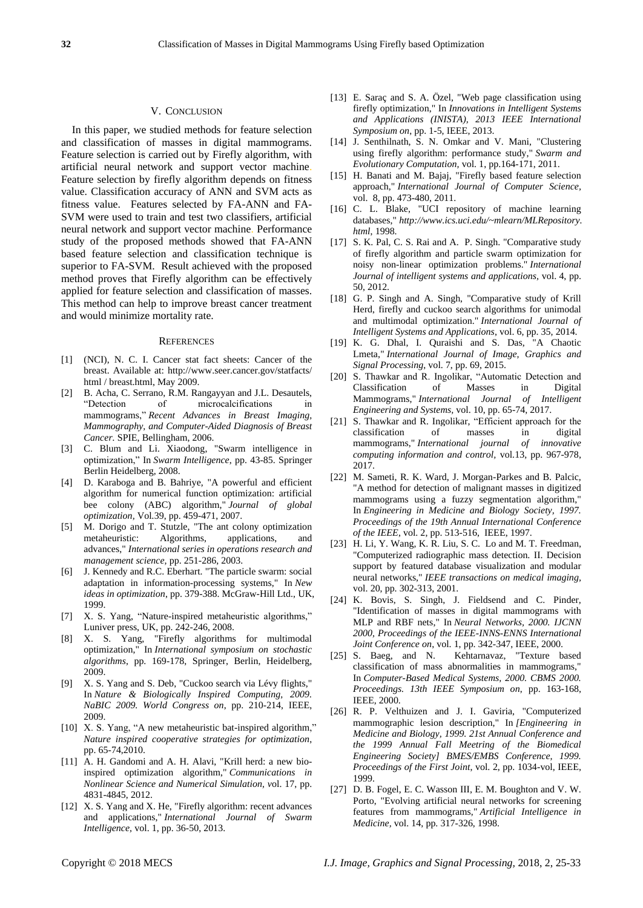## V. CONCLUSION

In this paper, we studied methods for feature selection and classification of masses in digital mammograms. Feature selection is carried out by Firefly algorithm, with artificial neural network and support vector machine. Feature selection by firefly algorithm depends on fitness value. Classification accuracy of ANN and SVM acts as fitness value. Features selected by FA-ANN and FA-SVM were used to train and test two classifiers, artificial neural network and support vector machine. Performance study of the proposed methods showed that FA-ANN based feature selection and classification technique is superior to FA-SVM. Result achieved with the proposed method proves that Firefly algorithm can be effectively applied for feature selection and classification of masses. This method can help to improve breast cancer treatment and would minimize mortality rate.

## REFERENCES

[1] (NCI), N. C. I. Cancer stat fact sheets: Cancer of the breast. Available at: http://www.seer.cancer.gov/statfacts/ html / breast.html, May 2009.

[2] B. Acha, C. Serrano, R.M. Rangayyan and J.L. Desautels, "Detection of microcalcifications in mammograms," *Recent Advances in Breast Imaging, Mammography, and Computer-Aided Diagnosis of Breast Cancer.* SPIE, Bellingham, 2006.

[3] C. Blum and Li. Xiaodong, "Swarm intelligence in optimization," In *Swarm Intelligence*, pp. 43-85. Springer Berlin Heidelberg, 2008.

[4] D. Karaboga and B. Bahriye, "A powerful and efficient algorithm for numerical function optimization: artificial bee colony (ABC) algorithm," *Journal of global optimization*, Vol.39, pp. 459-471, 2007.

[5] M. Dorigo and T. Stutzle, "The ant colony optimization metaheuristic: Algorithms, applications, and advances," *International series in operations research and management science*, pp. 251-286, 2003.

[6] J. Kennedy and R.C. Eberhart. "The particle swarm: social adaptation in information-processing systems," In *New ideas in optimization*, pp. 379-388. McGraw-Hill Ltd., UK, 1999.

[7] X. S. Yang, "Nature-inspired metaheuristic algorithms," Luniver press, UK, pp. 242-246, 2008.

[8] X. S. Yang, "Firefly algorithms for multimodal optimization," In *International symposium on stochastic algorithms*, pp. 169-178, Springer, Berlin, Heidelberg, 2009.

[9] X. S. Yang and S. Deb, "Cuckoo search via Lévy flights," In *Nature & Biologically Inspired Computing, 2009. NaBIC 2009. World Congress on*, pp. 210-214, IEEE, 2009.

[10] X. S. Yang, "A new metaheuristic bat-inspired algorithm," *Nature inspired cooperative strategies for optimization*, pp. 65-74,2010.

[11] A. H. Gandomi and A. H. Alavi, "Krill herd: a new bio-inspired optimization algorithm," *Communications in Nonlinear Science and Numerical Simulation*, vol. 17, pp. 4831-4845, 2012.

[12] X. S. Yang and X. He, "Firefly algorithm: recent advances and applications," *International Journal of Swarm Intelligence*, vol. 1, pp. 36-50, 2013.

[13] E. Saraç and S. A. Özel, "Web page classification using firefly optimization," In *Innovations in Intelligent Systems and Applications (INISTA), 2013 IEEE International Symposium on*, pp. 1-5, IEEE, 2013.

[14] J. Senthilnath, S. N. Omkar and V. Mani, "Clustering using firefly algorithm: performance study," *Swarm and Evolutionary Computation*, vol. 1, pp.164-171, 2011.

[15] H. Banati and M. Bajaj, "Firefly based feature selection approach," *International Journal of Computer Science*, vol. 8, pp. 473-480, 2011.

[16] C. L. Blake, "UCI repository of machine learning databases," *http://www.ics.uci.edu/~mlearn/MLRepository.html*, 1998.

[17] S. K. Pal, C. S. Rai and A. P. Singh. "Comparative study of firefly algorithm and particle swarm optimization for noisy non-linear optimization problems." *International Journal of intelligent systems and applications*, vol. 4, pp. 50, 2012.

[18] G. P. Singh and A. Singh, "Comparative study of Krill Herd, firefly and cuckoo search algorithms for unimodal and multimodal optimization." *International Journal of Intelligent Systems and Applications*, vol. 6, pp. 35, 2014.

[19] K. G. Dhal, I. Quraishi and S. Das, "A Chaotic Lmeta," *International Journal of Image, Graphics and Signal Processing*, vol. 7, pp. 69, 2015.

[20] S. Thawkar and R. Ingolikar, "Automatic Detection and Classification of Masses in Digital Mammograms," *International Journal of Intelligent Engineering and Systems*, vol. 10, pp. 65-74, 2017.

[21] S. Thawkar and R. Ingolikar, "Efficient approach for the classification of masses in digital mammograms," *International journal of innovative computing information and control*, vol.13, pp. 967-978, 2017.

[22] M. Sameti, R. K. Ward, J. Morgan-Parkes and B. Palcic, "A method for detection of malignant masses in digitized mammograms using a fuzzy segmentation algorithm," In *Engineering in Medicine and Biology Society, 1997. Proceedings of the 19th Annual International Conference of the IEEE*, vol. 2, pp. 513-516, IEEE, 1997.

[23] H. Li, Y. Wang, K. R. Liu, S. C. Lo and M. T. Freedman, "Computerized radiographic mass detection. II. Decision support by featured database visualization and modular neural networks," *IEEE transactions on medical imaging*, vol. 20, pp. 302-313, 2001.

[24] K. Bovis, S. Singh, J. Fieldsend and C. Pinder, "Identification of masses in digital mammograms with MLP and RBF nets," In *Neural Networks, 2000. IJCNN 2000, Proceedings of the IEEE-INNS-ENNS International Joint Conference on*, vol. 1, pp. 342-347, IEEE, 2000.

[25] S. Baeg, and N. Kehtarnavaz, "Texture based classification of mass abnormalities in mammograms," In *Computer-Based Medical Systems, 2000. CBMS 2000. Proceedings. 13th IEEE Symposium on*, pp. 163-168, IEEE, 2000.

[26] R. P. Velthuizen and J. I. Gaviria, "Computerized mammographic lesion description," In *[Engineering in Medicine and Biology, 1999. 21st Annual Conference and the 1999 Annual Fall Meetring of the Biomedical Engineering Society] BMES/EMBS Conference, 1999. Proceedings of the First Joint*, vol. 2, pp. 1034-vol, IEEE, 1999.

[27] D. B. Fogel, E. C. Wasson III, E. M. Boughton and V. W. Porto, "Evolving artificial neural networks for screening features from mammograms," *Artificial Intelligence in Medicine*, vol. 14, pp. 317-326, 1998.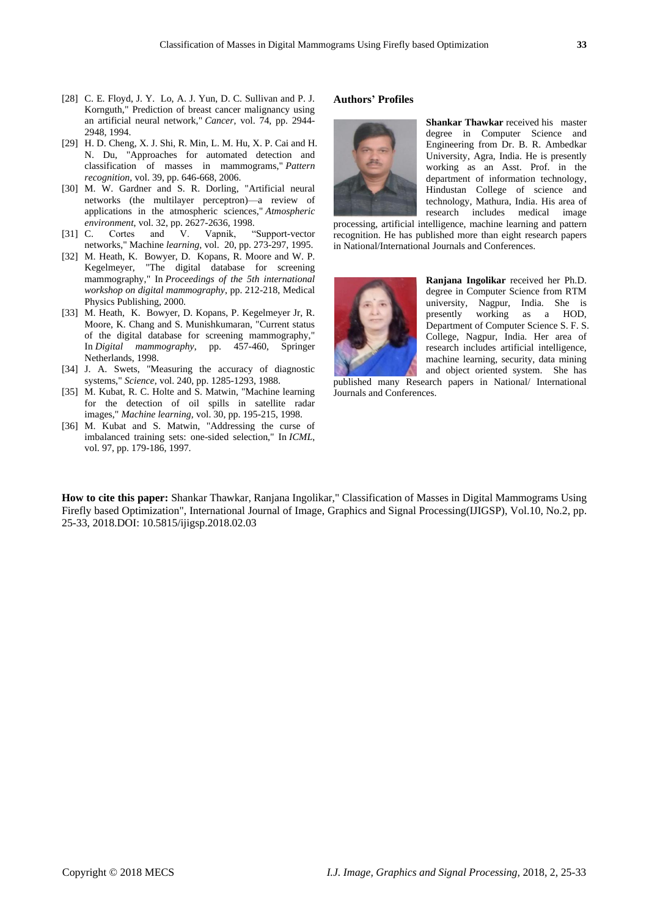[28] C. E. Floyd, J. Y. Lo, A. J. Yun, D. C. Sullivan and P. J. Kornguth," Prediction of breast cancer malignancy using an artificial neural network," *Cancer*, vol. 74, pp. 2944-2948, 1994.

[29] H. D. Cheng, X. J. Shi, R. Min, L. M. Hu, X. P. Cai and H. N. Du, "Approaches for automated detection and classification of masses in mammograms," *Pattern recognition*, vol. 39, pp. 646-668, 2006.

[30] M. W. Gardner and S. R. Dorling, "Artificial neural networks (the multilayer perceptron)—a review of applications in the atmospheric sciences," *Atmospheric environment*, vol. 32, pp. 2627-2636, 1998.

[31] C. Cortes and V. Vapnik, "Support-vector networks," Machine *learning*, vol. 20, pp. 273-297, 1995.

[32] M. Heath, K. Bowyer, D. Kopans, R. Moore and W. P. Kegelmeyer, "The digital database for screening mammography," In *Proceedings of the 5th international workshop on digital mammography*, pp. 212-218, Medical Physics Publishing, 2000.

[33] M. Heath, K. Bowyer, D. Kopans, P. Kegelmeyer Jr, R. Moore, K. Chang and S. Munishkumaran, "Current status of the digital database for screening mammography," In *Digital mammography*, pp. 457-460, Springer Netherlands, 1998.

[34] J. A. Swets, "Measuring the accuracy of diagnostic systems," *Science*, vol. 240, pp. 1285-1293, 1988.

[35] M. Kubat, R. C. Holte and S. Matwin, "Machine learning for the detection of oil spills in satellite radar images," *Machine learning*, vol. 30, pp. 195-215, 1998.

[36] M. Kubat and S. Matwin, "Addressing the curse of imbalanced training sets: one-sided selection," In *ICML*, vol. 97, pp. 179-186, 1997.

## Authors' Profiles

**Shankar Thawkar** received his master degree in Computer Science and Engineering from Dr. B. R. Ambedkar University, Agra, India. He is presently working as an Asst. Prof. in the department of information technology, Hindustan College of science and technology, Mathura, India. His area of research includes medical image processing, artificial intelligence, machine learning and pattern recognition. He has published more than eight research papers in National/International Journals and Conferences.

**Ranjana Ingolikar** received her Ph.D. degree in Computer Science from RTM university, Nagpur, India. She is presently working as a HOD, Department of Computer Science S. F. S. College, Nagpur, India. Her area of research includes artificial intelligence, machine learning, security, data mining and object oriented system. She has published many Research papers in National/ International Journals and Conferences.

**How to cite this paper:** Shankar Thawkar, Ranjana Ingolikar," Classification of Masses in Digital Mammograms Using Firefly based Optimization", International Journal of Image, Graphics and Signal Processing(IJIGSP), Vol.10, No.2, pp. 25-33, 2018.DOI: 10.5815/ijigsp.2018.02.03